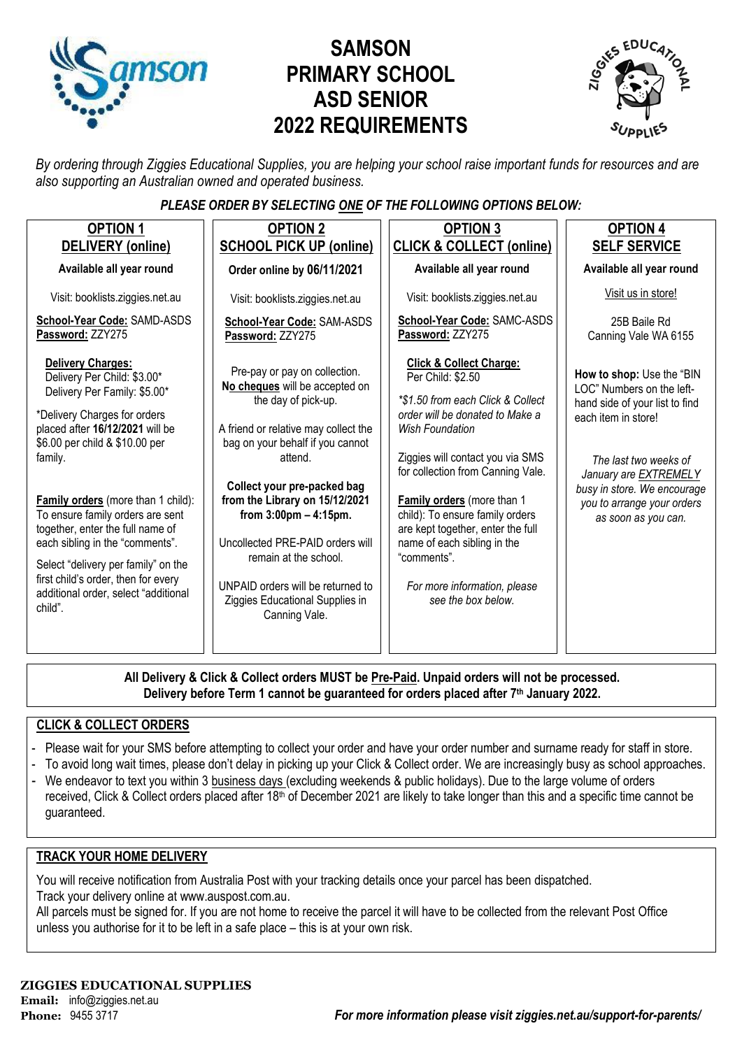# SAMSON PRIMARY SCHOOL ASD SENIOR 2022 REQUIREMENTS

*By ordering through Ziggies Educational Supplies, you are helping your school raise important funds for resources and are also supporting an Australian owned and operated business.*

***PLEASE ORDER BY SELECTING ONE OF THE FOLLOWING OPTIONS BELOW:***

| **OPTION 1 DELIVERY (online)** | **OPTION 2 SCHOOL PICK UP (online)** | **OPTION 3 CLICK & COLLECT (online)** | **OPTION 4 SELF SERVICE** |
|---|---|---|---|
| **Available all year round** | **Order online by 06/11/2021** | **Available all year round** | **Available all year round** |
| Visit: booklists.ziggies.net.au | Visit: booklists.ziggies.net.au | Visit: booklists.ziggies.net.au | Visit us in store! |
| **School-Year Code:** SAMD-ASDS **Password:** ZZY275 | **School-Year Code:** SAM-ASDS **Password:** ZZY275 | **School-Year Code:** SAMC-ASDS **Password:** ZZY275 | 25B Baile Rd Canning Vale WA 6155 |
| **Delivery Charges:** Delivery Per Child: $3.00* Delivery Per Family: $5.00* <br> *Delivery Charges for orders placed after **16/12/2021** will be $6.00 per child & $10.00 per family. | Pre-pay or pay on collection. **No cheques** will be accepted on the day of pick-up. <br> A friend or relative may collect the bag on your behalf if you cannot attend. | **Click & Collect Charge:** Per Child: $2.50 <br> *\*$1.50 from each Click & Collect order will be donated to Make a Wish Foundation* <br> Ziggies will contact you via SMS for collection from Canning Vale. | **How to shop:** Use the "BIN LOC" Numbers on the left-hand side of your list to find each item in store! <br> *The last two weeks of January are EXTREMELY busy in store. We encourage you to arrange your orders as soon as you can.* |
| **Family orders** (more than 1 child): To ensure family orders are sent together, enter the full name of each sibling in the "comments". <br> Select "delivery per family" on the first child's order, then for every additional order, select "additional child". | **Collect your pre-packed bag from the Library on 15/12/2021 from 3:00pm – 4:15pm.** <br> Uncollected PRE-PAID orders will remain at the school. <br> UNPAID orders will be returned to Ziggies Educational Supplies in Canning Vale. | **Family orders** (more than 1 child): To ensure family orders are kept together, enter the full name of each sibling in the "comments". <br> *For more information, please see the box below.* | |

**All Delivery & Click & Collect orders MUST be Pre-Paid. Unpaid orders will not be processed. Delivery before Term 1 cannot be guaranteed for orders placed after 7th January 2022.**

## CLICK & COLLECT ORDERS

- Please wait for your SMS before attempting to collect your order and have your order number and surname ready for staff in store.
- To avoid long wait times, please don't delay in picking up your Click & Collect order. We are increasingly busy as school approaches.
- We endeavor to text you within 3 business days (excluding weekends & public holidays). Due to the large volume of orders received, Click & Collect orders placed after 18th of December 2021 are likely to take longer than this and a specific time cannot be guaranteed.

## TRACK YOUR HOME DELIVERY

You will receive notification from Australia Post with your tracking details once your parcel has been dispatched.
Track your delivery online at www.auspost.com.au.
All parcels must be signed for. If you are not home to receive the parcel it will have to be collected from the relevant Post Office unless you authorise for it to be left in a safe place – this is at your own risk.

**ZIGGIES EDUCATIONAL SUPPLIES**
**Email:** info@ziggies.net.au
**Phone:** 9455 3717

***For more information please visit ziggies.net.au/support-for-parents/***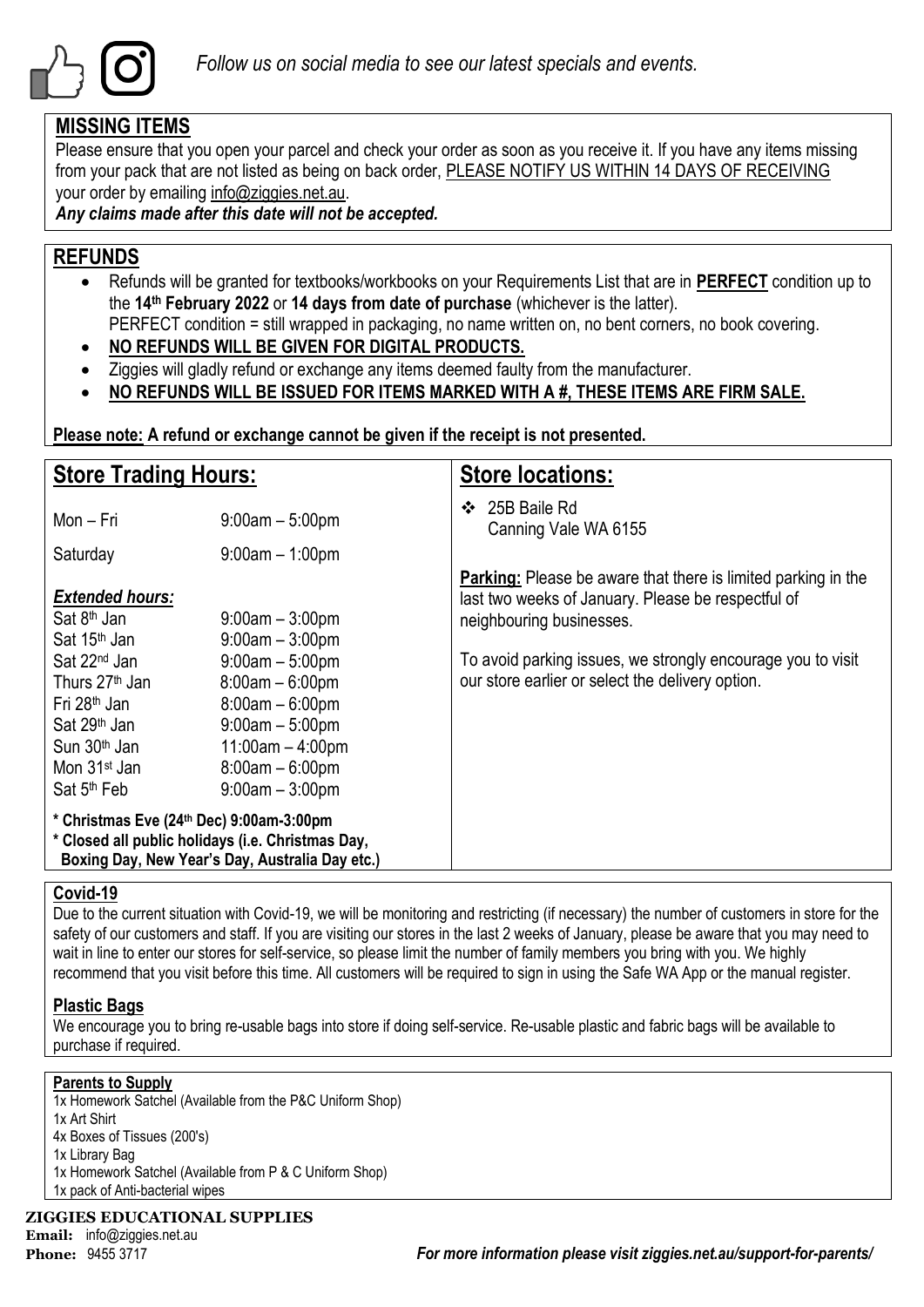*Follow us on social media to see our latest specials and events.*

## MISSING ITEMS

Please ensure that you open your parcel and check your order as soon as you receive it. If you have any items missing from your pack that are not listed as being on back order, PLEASE NOTIFY US WITHIN 14 DAYS OF RECEIVING your order by emailing info@ziggies.net.au.

***Any claims made after this date will not be accepted.***

## REFUNDS

- Refunds will be granted for textbooks/workbooks on your Requirements List that are in **PERFECT** condition up to the **14th February 2022** or **14 days from date of purchase** (whichever is the latter). PERFECT condition = still wrapped in packaging, no name written on, no bent corners, no book covering.
- **NO REFUNDS WILL BE GIVEN FOR DIGITAL PRODUCTS.**
- Ziggies will gladly refund or exchange any items deemed faulty from the manufacturer.
- **NO REFUNDS WILL BE ISSUED FOR ITEMS MARKED WITH A #, THESE ITEMS ARE FIRM SALE.**

**Please note: A refund or exchange cannot be given if the receipt is not presented.**

## Store Trading Hours:

| | |
|---|---|
| Mon – Fri | 9:00am – 5:00pm |
| Saturday | 9:00am – 1:00pm |

***Extended hours:***

| | |
|---|---|
| Sat 8th Jan | 9:00am – 3:00pm |
| Sat 15th Jan | 9:00am – 3:00pm |
| Sat 22nd Jan | 9:00am – 5:00pm |
| Thurs 27th Jan | 8:00am – 6:00pm |
| Fri 28th Jan | 8:00am – 6:00pm |
| Sat 29th Jan | 9:00am – 5:00pm |
| Sun 30th Jan | 11:00am – 4:00pm |
| Mon 31st Jan | 8:00am – 6:00pm |
| Sat 5th Feb | 9:00am – 3:00pm |

**\* Christmas Eve (24th Dec) 9:00am-3:00pm**
**\* Closed all public holidays (i.e. Christmas Day, Boxing Day, New Year's Day, Australia Day etc.)**

## Store locations:

- 25B Baile Rd
  Canning Vale WA 6155

**Parking:** Please be aware that there is limited parking in the last two weeks of January. Please be respectful of neighbouring businesses.

To avoid parking issues, we strongly encourage you to visit our store earlier or select the delivery option.

## Covid-19

Due to the current situation with Covid-19, we will be monitoring and restricting (if necessary) the number of customers in store for the safety of our customers and staff. If you are visiting our stores in the last 2 weeks of January, please be aware that you may need to wait in line to enter our stores for self-service, so please limit the number of family members you bring with you. We highly recommend that you visit before this time. All customers will be required to sign in using the Safe WA App or the manual register.

## Plastic Bags

We encourage you to bring re-usable bags into store if doing self-service. Re-usable plastic and fabric bags will be available to purchase if required.

## Parents to Supply

1x Homework Satchel (Available from the P&C Uniform Shop)
1x Art Shirt
4x Boxes of Tissues (200's)
1x Library Bag
1x Homework Satchel (Available from P & C Uniform Shop)
1x pack of Anti-bacterial wipes

**ZIGGIES EDUCATIONAL SUPPLIES**
**Email:** info@ziggies.net.au
**Phone:** 9455 3717

***For more information please visit ziggies.net.au/support-for-parents/***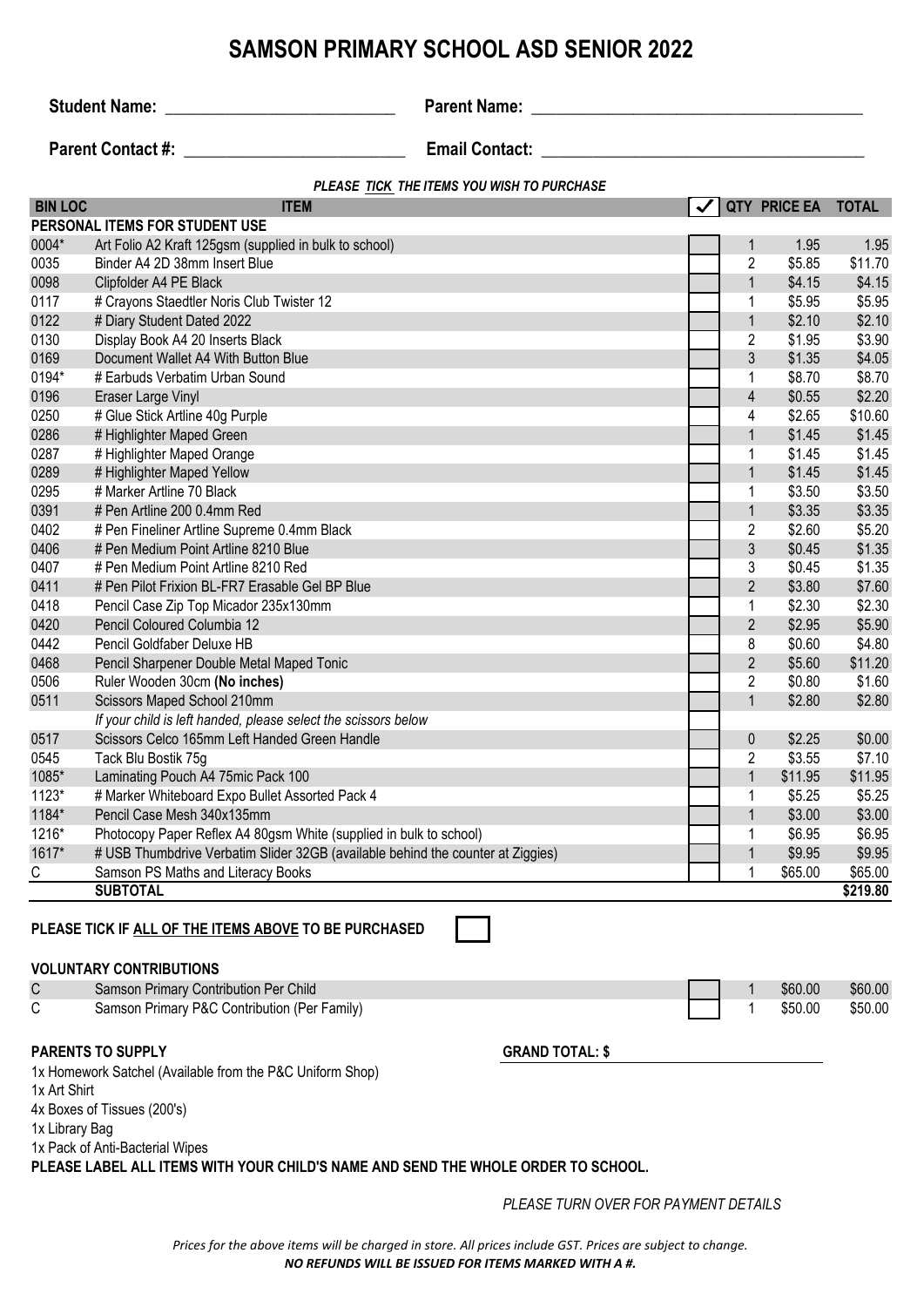# SAMSON PRIMARY SCHOOL ASD SENIOR 2022

**Student Name:** ___________________________ **Parent Name:** ________________________________________

**Parent Contact #:** __________________________ **Email Contact:** _____________________________________

***PLEASE TICK THE ITEMS YOU WISH TO PURCHASE***

| BIN LOC | ITEM | ✓ | QTY | PRICE EA | TOTAL |
|---|---|---|---|---|---|
| **PERSONAL ITEMS FOR STUDENT USE** | | | | | |
| 0004* | Art Folio A2 Kraft 125gsm (supplied in bulk to school) | | 1 | 1.95 | 1.95 |
| 0035 | Binder A4 2D 38mm Insert Blue | | 2 | $5.85 | $11.70 |
| 0098 | Clipfolder A4 PE Black | | 1 | $4.15 | $4.15 |
| 0117 | # Crayons Staedtler Noris Club Twister 12 | | 1 | $5.95 | $5.95 |
| 0122 | # Diary Student Dated 2022 | | 1 | $2.10 | $2.10 |
| 0130 | Display Book A4 20 Inserts Black | | 2 | $1.95 | $3.90 |
| 0169 | Document Wallet A4 With Button Blue | | 3 | $1.35 | $4.05 |
| 0194* | # Earbuds Verbatim Urban Sound | | 1 | $8.70 | $8.70 |
| 0196 | Eraser Large Vinyl | | 4 | $0.55 | $2.20 |
| 0250 | # Glue Stick Artline 40g Purple | | 4 | $2.65 | $10.60 |
| 0286 | # Highlighter Maped Green | | 1 | $1.45 | $1.45 |
| 0287 | # Highlighter Maped Orange | | 1 | $1.45 | $1.45 |
| 0289 | # Highlighter Maped Yellow | | 1 | $1.45 | $1.45 |
| 0295 | # Marker Artline 70 Black | | 1 | $3.50 | $3.50 |
| 0391 | # Pen Artline 200 0.4mm Red | | 1 | $3.35 | $3.35 |
| 0402 | # Pen Fineliner Artline Supreme 0.4mm Black | | 2 | $2.60 | $5.20 |
| 0406 | # Pen Medium Point Artline 8210 Blue | | 3 | $0.45 | $1.35 |
| 0407 | # Pen Medium Point Artline 8210 Red | | 3 | $0.45 | $1.35 |
| 0411 | # Pen Pilot Frixion BL-FR7 Erasable Gel BP Blue | | 2 | $3.80 | $7.60 |
| 0418 | Pencil Case Zip Top Micador 235x130mm | | 1 | $2.30 | $2.30 |
| 0420 | Pencil Coloured Columbia 12 | | 2 | $2.95 | $5.90 |
| 0442 | Pencil Goldfaber Deluxe HB | | 8 | $0.60 | $4.80 |
| 0468 | Pencil Sharpener Double Metal Maped Tonic | | 2 | $5.60 | $11.20 |
| 0506 | Ruler Wooden 30cm **(No inches)** | | 2 | $0.80 | $1.60 |
| 0511 | Scissors Maped School 210mm | | 1 | $2.80 | $2.80 |
| | *If your child is left handed, please select the scissors below* | | | | |
| 0517 | Scissors Celco 165mm Left Handed Green Handle | | 0 | $2.25 | $0.00 |
| 0545 | Tack Blu Bostik 75g | | 2 | $3.55 | $7.10 |
| 1085* | Laminating Pouch A4 75mic Pack 100 | | 1 | $11.95 | $11.95 |
| 1123* | # Marker Whiteboard Expo Bullet Assorted Pack 4 | | 1 | $5.25 | $5.25 |
| 1184* | Pencil Case Mesh 340x135mm | | 1 | $3.00 | $3.00 |
| 1216* | Photocopy Paper Reflex A4 80gsm White (supplied in bulk to school) | | 1 | $6.95 | $6.95 |
| 1617* | # USB Thumbdrive Verbatim Slider 32GB (available behind the counter at Ziggies) | | 1 | $9.95 | $9.95 |
| C | Samson PS Maths and Literacy Books | | 1 | $65.00 | $65.00 |
| | **SUBTOTAL** | | | | **$219.80** |

**PLEASE TICK IF ALL OF THE ITEMS ABOVE TO BE PURCHASED** ☐

**VOLUNTARY CONTRIBUTIONS**

| | | ✓ | QTY | PRICE EA | TOTAL |
|---|---|---|---|---|---|
| C | Samson Primary Contribution Per Child | | 1 | $60.00 | $60.00 |
| C | Samson Primary P&C Contribution (Per Family) | | 1 | $50.00 | $50.00 |

**PARENTS TO SUPPLY**

**GRAND TOTAL: $** ______________________________

1x Homework Satchel (Available from the P&C Uniform Shop)
1x Art Shirt
4x Boxes of Tissues (200's)
1x Library Bag
1x Pack of Anti-Bacterial Wipes

**PLEASE LABEL ALL ITEMS WITH YOUR CHILD'S NAME AND SEND THE WHOLE ORDER TO SCHOOL.**

*PLEASE TURN OVER FOR PAYMENT DETAILS*

*Prices for the above items will be charged in store. All prices include GST. Prices are subject to change.*
***NO REFUNDS WILL BE ISSUED FOR ITEMS MARKED WITH A #.***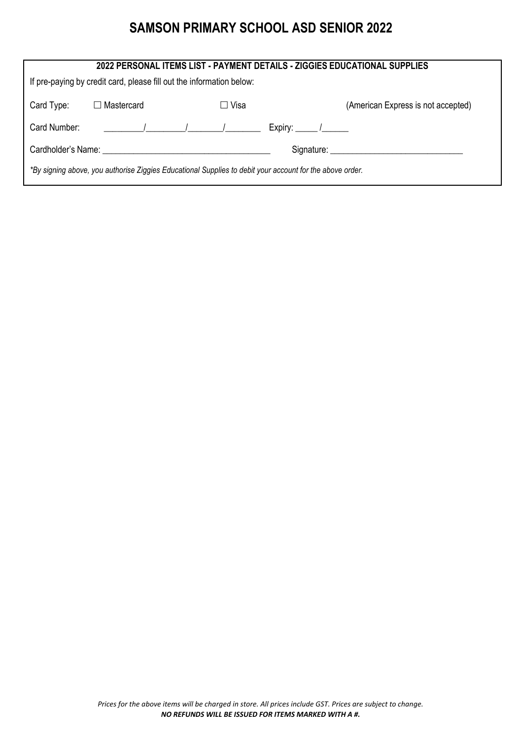# SAMSON PRIMARY SCHOOL ASD SENIOR 2022

**2022 PERSONAL ITEMS LIST - PAYMENT DETAILS - ZIGGIES EDUCATIONAL SUPPLIES**

If pre-paying by credit card, please fill out the information below:

Card Type: ☐ Mastercard ☐ Visa (American Express is not accepted)

Card Number: _________/_________/________/________ Expiry: _____ /______

Cardholder's Name: ______________________________________ Signature: ______________________________

*\*By signing above, you authorise Ziggies Educational Supplies to debit your account for the above order.*

*Prices for the above items will be charged in store. All prices include GST. Prices are subject to change.*

***NO REFUNDS WILL BE ISSUED FOR ITEMS MARKED WITH A #.***